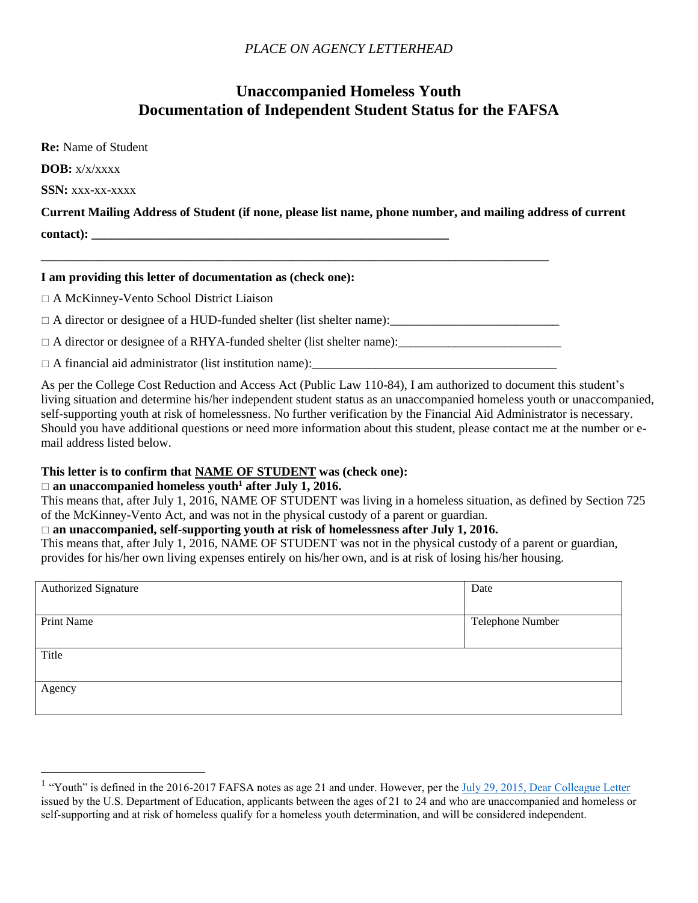*PLACE ON AGENCY LETTERHEAD*

# Unaccompanied Homeless Youth
# Documentation of Independent Student Status for the FAFSA

**Re:** Name of Student

**DOB:** x/x/xxxx

**SSN:** xxx-xx-xxxx

**Current Mailing Address of Student (if none, please list name, phone number, and mailing address of current contact): ____________________________________________________________**

**_____________________________________________________________________________________**

**I am providing this letter of documentation as (check one):**

□ A McKinney-Vento School District Liaison

□ A director or designee of a HUD-funded shelter (list shelter name):___________________________

□ A director or designee of a RHYA-funded shelter (list shelter name):__________________________

□ A financial aid administrator (list institution name):______________________________________

As per the College Cost Reduction and Access Act (Public Law 110-84), I am authorized to document this student's living situation and determine his/her independent student status as an unaccompanied homeless youth or unaccompanied, self-supporting youth at risk of homelessness. No further verification by the Financial Aid Administrator is necessary. Should you have additional questions or need more information about this student, please contact me at the number or e-mail address listed below.

**This letter is to confirm that <u>NAME OF STUDENT</u> was (check one):**

□ **an unaccompanied homeless youth[1] after July 1, 2016.**

This means that, after July 1, 2016, NAME OF STUDENT was living in a homeless situation, as defined by Section 725 of the McKinney-Vento Act, and was not in the physical custody of a parent or guardian.

□ **an unaccompanied, self-supporting youth at risk of homelessness after July 1, 2016.**

This means that, after July 1, 2016, NAME OF STUDENT was not in the physical custody of a parent or guardian, provides for his/her own living expenses entirely on his/her own, and is at risk of losing his/her housing.

| Authorized Signature | Date |
|---|---|
| Print Name | Telephone Number |
| Title | |
| Agency | |

[1] "Youth" is defined in the 2016-2017 FAFSA notes as age 21 and under. However, per the [July 29, 2015, Dear Colleague Letter](#) issued by the U.S. Department of Education, applicants between the ages of 21 to 24 and who are unaccompanied and homeless or self-supporting and at risk of homeless qualify for a homeless youth determination, and will be considered independent.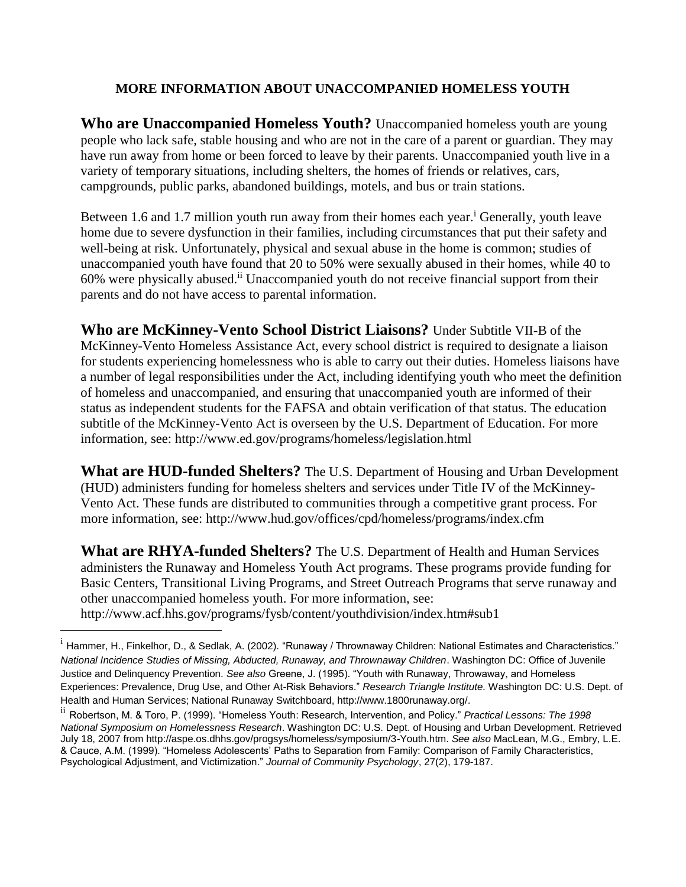## MORE INFORMATION ABOUT UNACCOMPANIED HOMELESS YOUTH

**Who are Unaccompanied Homeless Youth?** Unaccompanied homeless youth are young people who lack safe, stable housing and who are not in the care of a parent or guardian. They may have run away from home or been forced to leave by their parents. Unaccompanied youth live in a variety of temporary situations, including shelters, the homes of friends or relatives, cars, campgrounds, public parks, abandoned buildings, motels, and bus or train stations.

Between 1.6 and 1.7 million youth run away from their homes each year.[i] Generally, youth leave home due to severe dysfunction in their families, including circumstances that put their safety and well-being at risk. Unfortunately, physical and sexual abuse in the home is common; studies of unaccompanied youth have found that 20 to 50% were sexually abused in their homes, while 40 to 60% were physically abused.[ii] Unaccompanied youth do not receive financial support from their parents and do not have access to parental information.

**Who are McKinney-Vento School District Liaisons?** Under Subtitle VII-B of the McKinney-Vento Homeless Assistance Act, every school district is required to designate a liaison for students experiencing homelessness who is able to carry out their duties. Homeless liaisons have a number of legal responsibilities under the Act, including identifying youth who meet the definition of homeless and unaccompanied, and ensuring that unaccompanied youth are informed of their status as independent students for the FAFSA and obtain verification of that status. The education subtitle of the McKinney-Vento Act is overseen by the U.S. Department of Education. For more information, see: http://www.ed.gov/programs/homeless/legislation.html

**What are HUD-funded Shelters?** The U.S. Department of Housing and Urban Development (HUD) administers funding for homeless shelters and services under Title IV of the McKinney-Vento Act. These funds are distributed to communities through a competitive grant process. For more information, see: http://www.hud.gov/offices/cpd/homeless/programs/index.cfm

**What are RHYA-funded Shelters?** The U.S. Department of Health and Human Services administers the Runaway and Homeless Youth Act programs. These programs provide funding for Basic Centers, Transitional Living Programs, and Street Outreach Programs that serve runaway and other unaccompanied homeless youth. For more information, see: http://www.acf.hhs.gov/programs/fysb/content/youthdivision/index.htm#sub1

---

[i] Hammer, H., Finkelhor, D., & Sedlak, A. (2002). "Runaway / Thrownaway Children: National Estimates and Characteristics." *National Incidence Studies of Missing, Abducted, Runaway, and Thrownaway Children*. Washington DC: Office of Juvenile Justice and Delinquency Prevention. *See also* Greene, J. (1995). "Youth with Runaway, Throwaway, and Homeless Experiences: Prevalence, Drug Use, and Other At-Risk Behaviors." *Research Triangle Institute.* Washington DC: U.S. Dept. of Health and Human Services; National Runaway Switchboard, http://www.1800runaway.org/.

[ii] Robertson, M. & Toro, P. (1999). "Homeless Youth: Research, Intervention, and Policy." *Practical Lessons: The 1998 National Symposium on Homelessness Research*. Washington DC: U.S. Dept. of Housing and Urban Development. Retrieved July 18, 2007 from http://aspe.os.dhhs.gov/progsys/homeless/symposium/3-Youth.htm. *See also* MacLean, M.G., Embry, L.E. & Cauce, A.M. (1999). "Homeless Adolescents' Paths to Separation from Family: Comparison of Family Characteristics, Psychological Adjustment, and Victimization." *Journal of Community Psychology*, 27(2), 179-187.